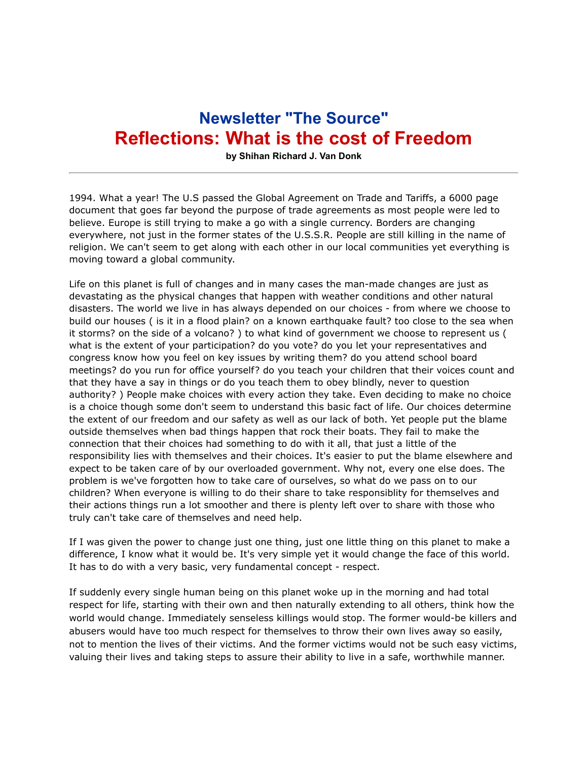# Newsletter "The Source"

# Reflections: What is the cost of Freedom

**by Shihan Richard J. Van Donk**

---

1994. What a year! The U.S passed the Global Agreement on Trade and Tariffs, a 6000 page document that goes far beyond the purpose of trade agreements as most people were led to believe. Europe is still trying to make a go with a single currency. Borders are changing everywhere, not just in the former states of the U.S.S.R. People are still killing in the name of religion. We can't seem to get along with each other in our local communities yet everything is moving toward a global community.

Life on this planet is full of changes and in many cases the man-made changes are just as devastating as the physical changes that happen with weather conditions and other natural disasters. The world we live in has always depended on our choices - from where we choose to build our houses ( is it in a flood plain? on a known earthquake fault? too close to the sea when it storms? on the side of a volcano? ) to what kind of government we choose to represent us ( what is the extent of your participation? do you vote? do you let your representatives and congress know how you feel on key issues by writing them? do you attend school board meetings? do you run for office yourself? do you teach your children that their voices count and that they have a say in things or do you teach them to obey blindly, never to question authority? ) People make choices with every action they take. Even deciding to make no choice is a choice though some don't seem to understand this basic fact of life. Our choices determine the extent of our freedom and our safety as well as our lack of both. Yet people put the blame outside themselves when bad things happen that rock their boats. They fail to make the connection that their choices had something to do with it all, that just a little of the responsibility lies with themselves and their choices. It's easier to put the blame elsewhere and expect to be taken care of by our overloaded government. Why not, every one else does. The problem is we've forgotten how to take care of ourselves, so what do we pass on to our children? When everyone is willing to do their share to take responsiblity for themselves and their actions things run a lot smoother and there is plenty left over to share with those who truly can't take care of themselves and need help.

If I was given the power to change just one thing, just one little thing on this planet to make a difference, I know what it would be. It's very simple yet it would change the face of this world. It has to do with a very basic, very fundamental concept - respect.

If suddenly every single human being on this planet woke up in the morning and had total respect for life, starting with their own and then naturally extending to all others, think how the world would change. Immediately senseless killings would stop. The former would-be killers and abusers would have too much respect for themselves to throw their own lives away so easily, not to mention the lives of their victims. And the former victims would not be such easy victims, valuing their lives and taking steps to assure their ability to live in a safe, worthwhile manner.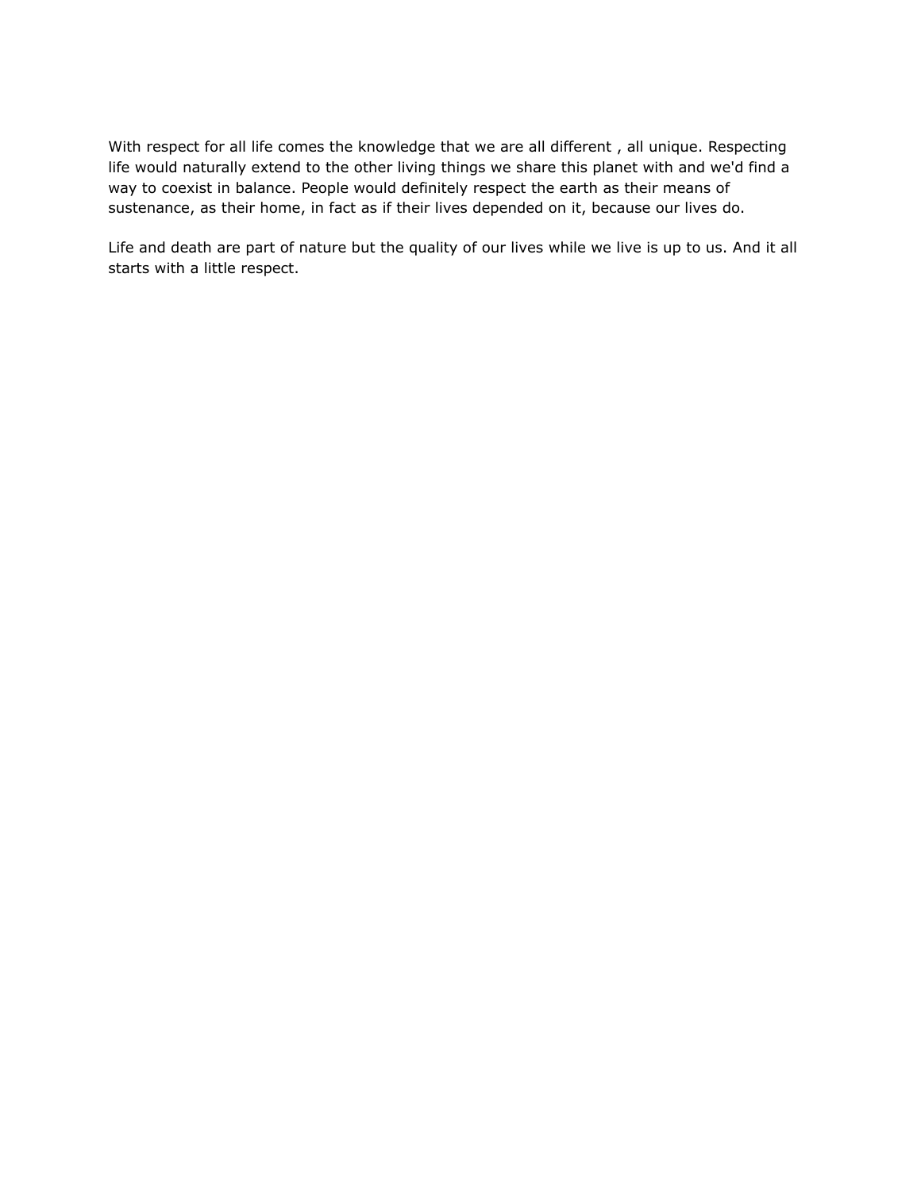With respect for all life comes the knowledge that we are all different , all unique. Respecting life would naturally extend to the other living things we share this planet with and we'd find a way to coexist in balance. People would definitely respect the earth as their means of sustenance, as their home, in fact as if their lives depended on it, because our lives do.

Life and death are part of nature but the quality of our lives while we live is up to us. And it all starts with a little respect.